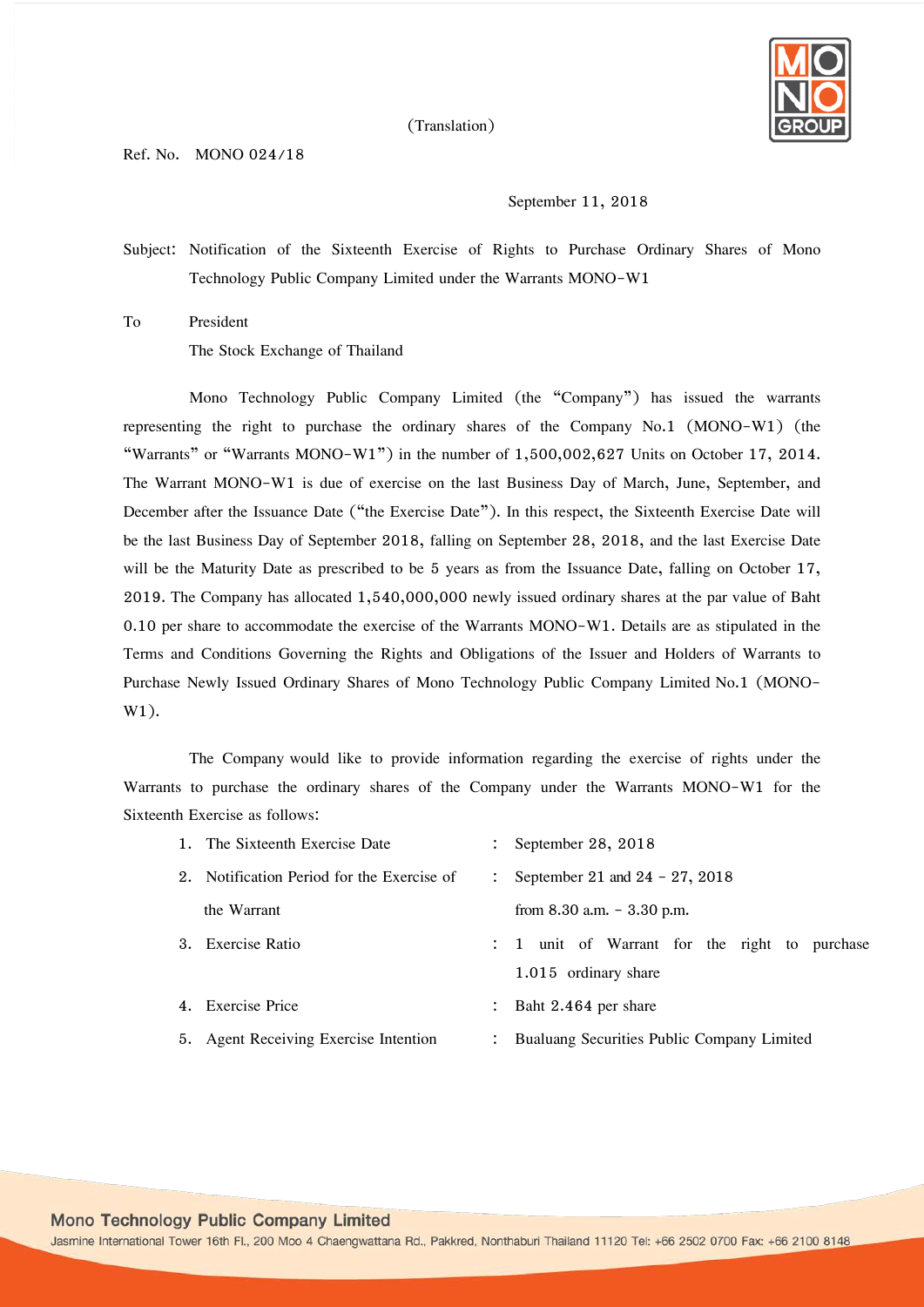(Translation)

Ref. No. MONO 024/18

September 11, 2018

Subject: Notification of the Sixteenth Exercise of Rights to Purchase Ordinary Shares of Mono Technology Public Company Limited under the Warrants MONO-W1

To President
The Stock Exchange of Thailand

Mono Technology Public Company Limited (the "Company") has issued the warrants representing the right to purchase the ordinary shares of the Company No.1 (MONO-W1) (the "Warrants" or "Warrants MONO-W1") in the number of 1,500,002,627 Units on October 17, 2014. The Warrant MONO-W1 is due of exercise on the last Business Day of March, June, September, and December after the Issuance Date ("the Exercise Date"). In this respect, the Sixteenth Exercise Date will be the last Business Day of September 2018, falling on September 28, 2018, and the last Exercise Date will be the Maturity Date as prescribed to be 5 years as from the Issuance Date, falling on October 17, 2019. The Company has allocated 1,540,000,000 newly issued ordinary shares at the par value of Baht 0.10 per share to accommodate the exercise of the Warrants MONO-W1. Details are as stipulated in the Terms and Conditions Governing the Rights and Obligations of the Issuer and Holders of Warrants to Purchase Newly Issued Ordinary Shares of Mono Technology Public Company Limited No.1 (MONO-W1).

The Company would like to provide information regarding the exercise of rights under the Warrants to purchase the ordinary shares of the Company under the Warrants MONO-W1 for the Sixteenth Exercise as follows:

1. The Sixteenth Exercise Date : September 28, 2018
2. Notification Period for the Exercise of the Warrant : September 21 and 24 - 27, 2018 from 8.30 a.m. - 3.30 p.m.
3. Exercise Ratio : 1 unit of Warrant for the right to purchase 1.015 ordinary share
4. Exercise Price : Baht 2.464 per share
5. Agent Receiving Exercise Intention : Bualuang Securities Public Company Limited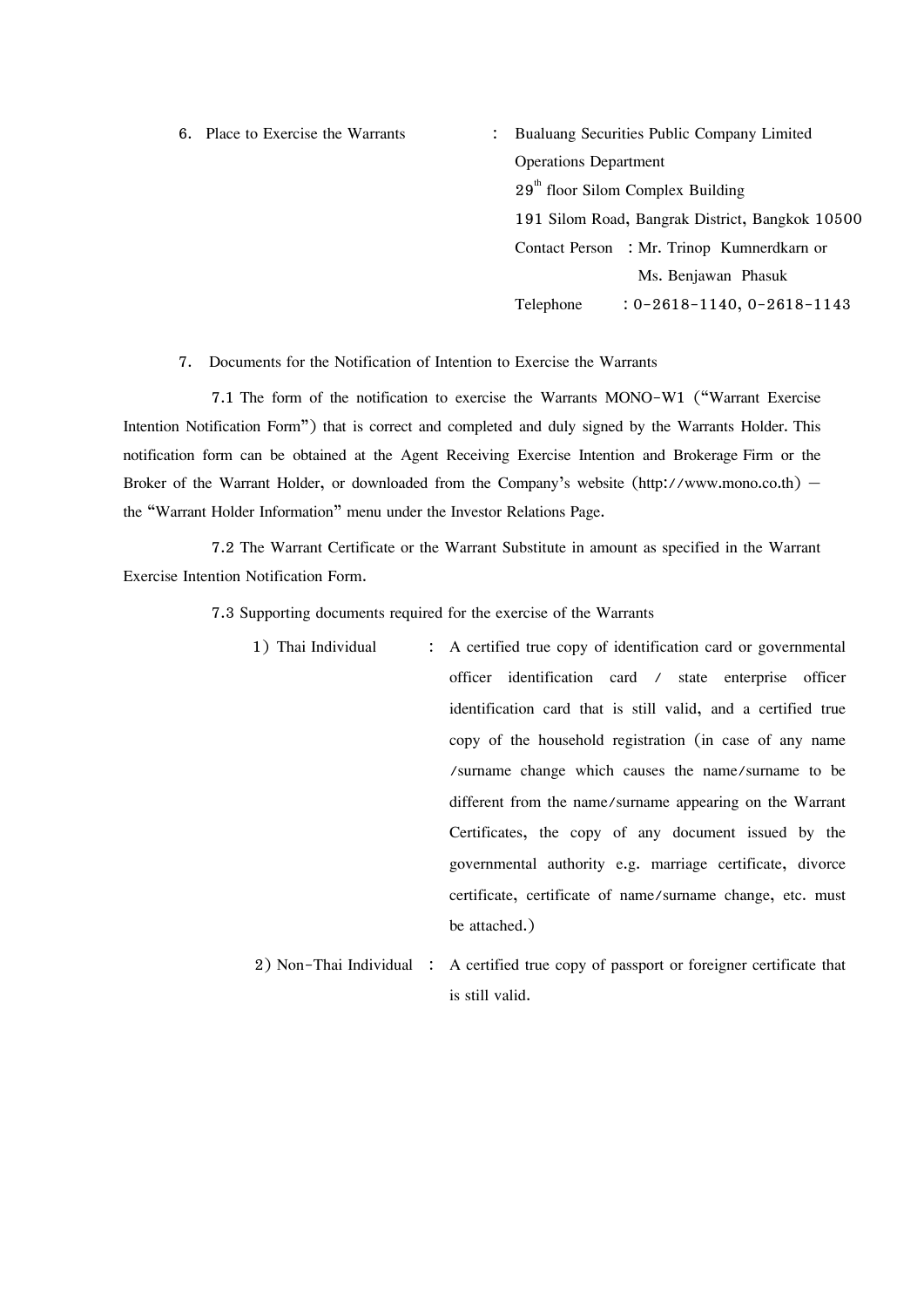6. Place to Exercise the Warrants : Bualuang Securities Public Company Limited
Operations Department
29th floor Silom Complex Building
191 Silom Road, Bangrak District, Bangkok 10500
Contact Person : Mr. Trinop Kumnerdkarn or Ms. Benjawan Phasuk
Telephone : 0-2618-1140, 0-2618-1143

7. Documents for the Notification of Intention to Exercise the Warrants

7.1 The form of the notification to exercise the Warrants MONO-W1 ("Warrant Exercise Intention Notification Form") that is correct and completed and duly signed by the Warrants Holder. This notification form can be obtained at the Agent Receiving Exercise Intention and Brokerage Firm or the Broker of the Warrant Holder, or downloaded from the Company's website (http://www.mono.co.th) – the "Warrant Holder Information" menu under the Investor Relations Page.

7.2 The Warrant Certificate or the Warrant Substitute in amount as specified in the Warrant Exercise Intention Notification Form.

7.3 Supporting documents required for the exercise of the Warrants

1) Thai Individual : A certified true copy of identification card or governmental officer identification card / state enterprise officer identification card that is still valid, and a certified true copy of the household registration (in case of any name /surname change which causes the name/surname to be different from the name/surname appearing on the Warrant Certificates, the copy of any document issued by the governmental authority e.g. marriage certificate, divorce certificate, certificate of name/surname change, etc. must be attached.)

2) Non-Thai Individual : A certified true copy of passport or foreigner certificate that is still valid.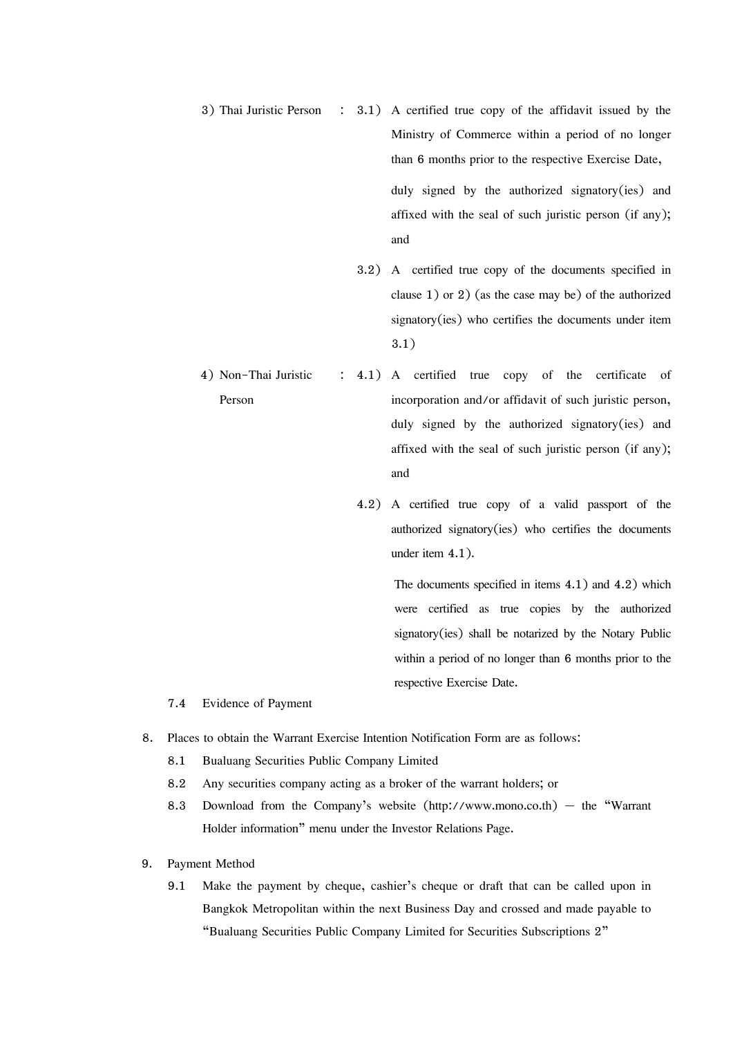3) Thai Juristic Person : 3.1) A certified true copy of the affidavit issued by the Ministry of Commerce within a period of no longer than 6 months prior to the respective Exercise Date,

duly signed by the authorized signatory(ies) and affixed with the seal of such juristic person (if any); and

3.2) A certified true copy of the documents specified in clause 1) or 2) (as the case may be) of the authorized signatory(ies) who certifies the documents under item 3.1)

4) Non-Thai Juristic Person : 4.1) A certified true copy of the certificate of incorporation and/or affidavit of such juristic person, duly signed by the authorized signatory(ies) and affixed with the seal of such juristic person (if any); and

4.2) A certified true copy of a valid passport of the authorized signatory(ies) who certifies the documents under item 4.1).

The documents specified in items 4.1) and 4.2) which were certified as true copies by the authorized signatory(ies) shall be notarized by the Notary Public within a period of no longer than 6 months prior to the respective Exercise Date.

7.4 Evidence of Payment

8. Places to obtain the Warrant Exercise Intention Notification Form are as follows:
   - 8.1 Bualuang Securities Public Company Limited
   - 8.2 Any securities company acting as a broker of the warrant holders; or
   - 8.3 Download from the Company's website (http://www.mono.co.th) – the "Warrant Holder information" menu under the Investor Relations Page.

9. Payment Method
   - 9.1 Make the payment by cheque, cashier's cheque or draft that can be called upon in Bangkok Metropolitan within the next Business Day and crossed and made payable to "Bualuang Securities Public Company Limited for Securities Subscriptions 2"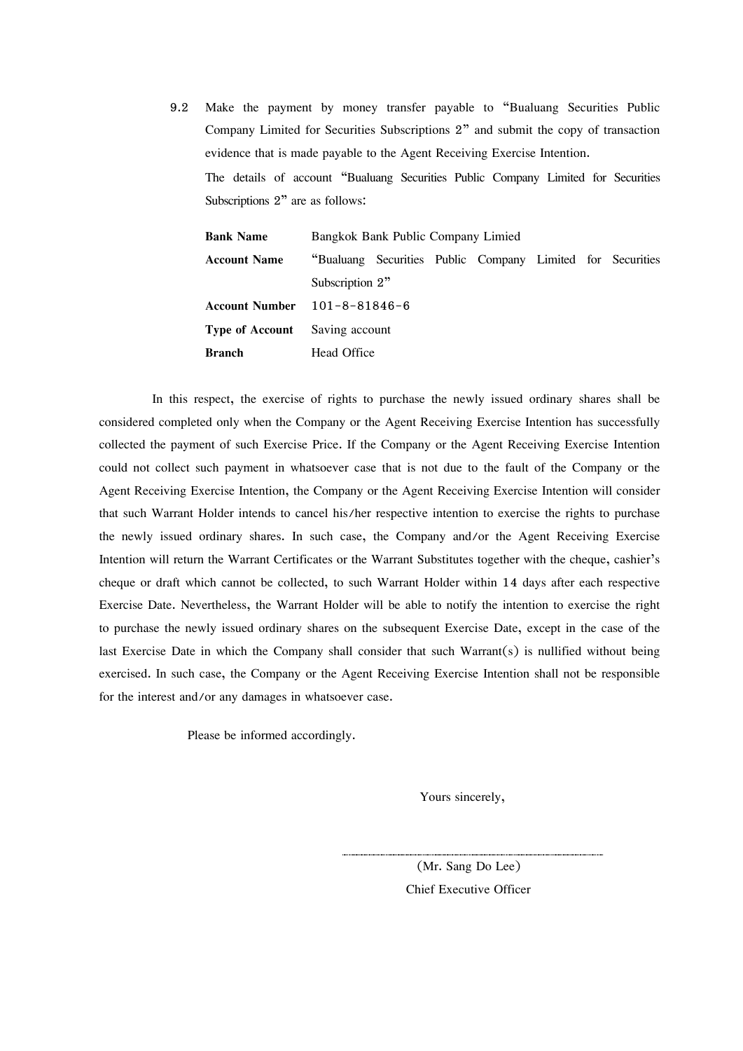9.2 Make the payment by money transfer payable to "Bualuang Securities Public Company Limited for Securities Subscriptions 2" and submit the copy of transaction evidence that is made payable to the Agent Receiving Exercise Intention.

The details of account "Bualuang Securities Public Company Limited for Securities Subscriptions 2" are as follows:

| | |
|---|---|
| **Bank Name** | Bangkok Bank Public Company Limied |
| **Account Name** | "Bualuang Securities Public Company Limited for Securities Subscription 2" |
| **Account Number** | 101-8-81846-6 |
| **Type of Account** | Saving account |
| **Branch** | Head Office |

In this respect, the exercise of rights to purchase the newly issued ordinary shares shall be considered completed only when the Company or the Agent Receiving Exercise Intention has successfully collected the payment of such Exercise Price. If the Company or the Agent Receiving Exercise Intention could not collect such payment in whatsoever case that is not due to the fault of the Company or the Agent Receiving Exercise Intention, the Company or the Agent Receiving Exercise Intention will consider that such Warrant Holder intends to cancel his/her respective intention to exercise the rights to purchase the newly issued ordinary shares. In such case, the Company and/or the Agent Receiving Exercise Intention will return the Warrant Certificates or the Warrant Substitutes together with the cheque, cashier's cheque or draft which cannot be collected, to such Warrant Holder within 14 days after each respective Exercise Date. Nevertheless, the Warrant Holder will be able to notify the intention to exercise the right to purchase the newly issued ordinary shares on the subsequent Exercise Date, except in the case of the last Exercise Date in which the Company shall consider that such Warrant(s) is nullified without being exercised. In such case, the Company or the Agent Receiving Exercise Intention shall not be responsible for the interest and/or any damages in whatsoever case.

Please be informed accordingly.

Yours sincerely,

(Mr. Sang Do Lee)

Chief Executive Officer